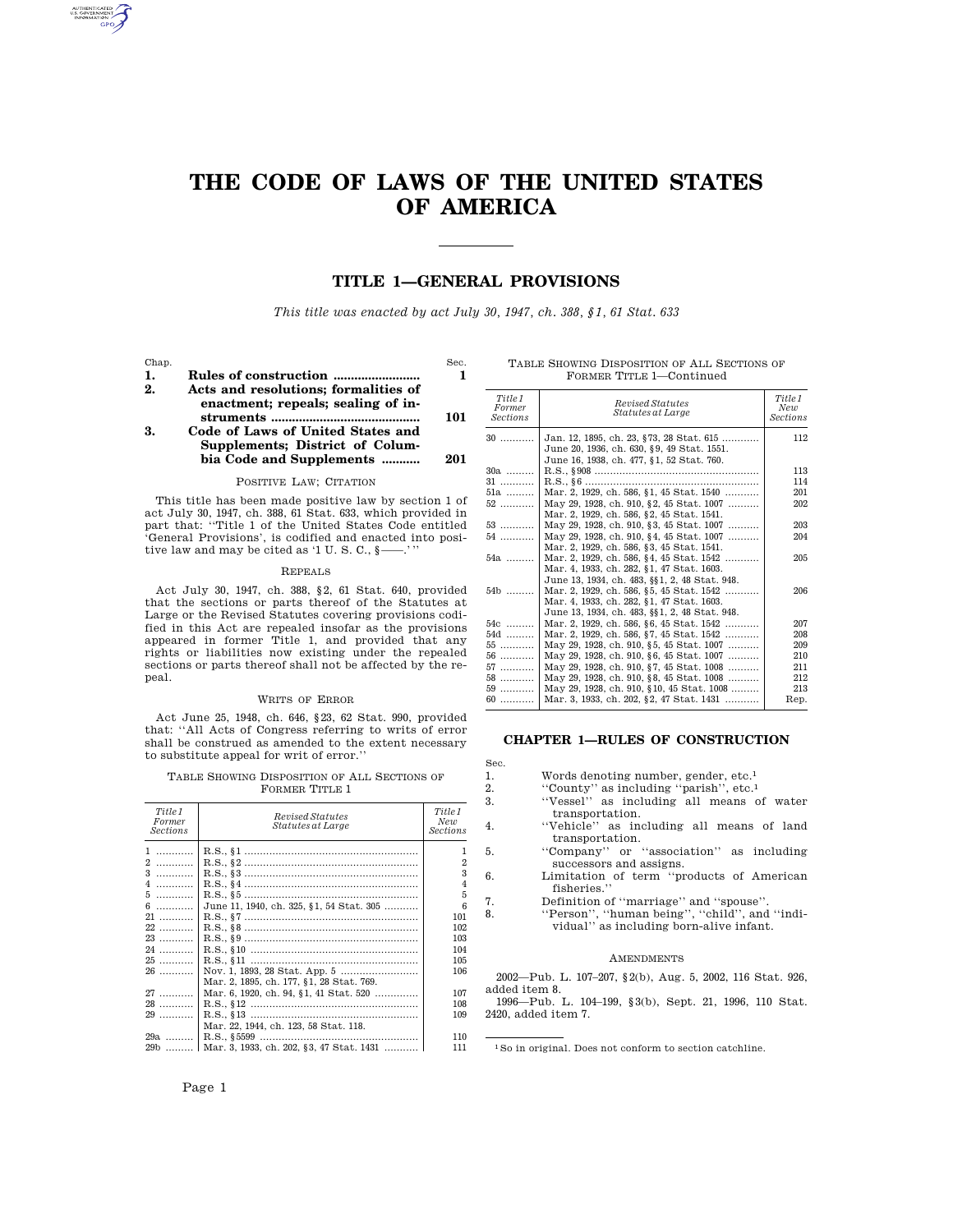# THE CODE OF LAWS OF THE UNITED STATES OF AMERICA

## TITLE 1—GENERAL PROVISIONS

*This title was enacted by act July 30, 1947, ch. 388, §1, 61 Stat. 633*

| Chap. | | Sec. |
|---|---|---|
| **1.** | **Rules of construction** | **1** |
| **2.** | **Acts and resolutions; formalities of enactment; repeals; sealing of instruments** | **101** |
| **3.** | **Code of Laws of United States and Supplements; District of Columbia Code and Supplements** | **201** |

POSITIVE LAW; CITATION

This title has been made positive law by section 1 of act July 30, 1947, ch. 388, 61 Stat. 633, which provided in part that: ''Title 1 of the United States Code entitled 'General Provisions', is codified and enacted into positive law and may be cited as '1 U. S. C., §——.' ''

REPEALS

Act July 30, 1947, ch. 388, §2, 61 Stat. 640, provided that the sections or parts thereof of the Statutes at Large or the Revised Statutes covering provisions codified in this Act are repealed insofar as the provisions appeared in former Title 1, and provided that any rights or liabilities now existing under the repealed sections or parts thereof shall not be affected by the repeal.

WRITS OF ERROR

Act June 25, 1948, ch. 646, §23, 62 Stat. 990, provided that: ''All Acts of Congress referring to writs of error shall be construed as amended to the extent necessary to substitute appeal for writ of error.''

TABLE SHOWING DISPOSITION OF ALL SECTIONS OF FORMER TITLE 1

| *Title 1 Former Sections* | *Revised Statutes Statutes at Large* | *Title 1 New Sections* |
|---|---|---|
| 1 | R.S., §1 | 1 |
| 2 | R.S., §2 | 2 |
| 3 | R.S., §3 | 3 |
| 4 | R.S., §4 | 4 |
| 5 | R.S., §5 | 5 |
| 6 | June 11, 1940, ch. 325, §1, 54 Stat. 305 | 6 |
| 21 | R.S., §7 | 101 |
| 22 | R.S., §8 | 102 |
| 23 | R.S., §9 | 103 |
| 24 | R.S., §10 | 104 |
| 25 | R.S., §11 | 105 |
| 26 | Nov. 1, 1893, 28 Stat. App. 5<br>Mar. 2, 1895, ch. 177, §1, 28 Stat. 769. | 106 |
| 27 | Mar. 6, 1920, ch. 94, §1, 41 Stat. 520 | 107 |
| 28 | R.S., §12 | 108 |
| 29 | R.S., §13<br>Mar. 22, 1944, ch. 123, 58 Stat. 118. | 109 |
| 29a | R.S., §5599 | 110 |
| 29b | Mar. 3, 1933, ch. 202, §3, 47 Stat. 1431 | 111 |
| 30 | Jan. 12, 1895, ch. 23, §73, 28 Stat. 615<br>June 20, 1936, ch. 630, §9, 49 Stat. 1551.<br>June 16, 1938, ch. 477, §1, 52 Stat. 760. | 112 |
| 30a | R.S., §908 | 113 |
| 31 | R.S., §6 | 114 |
| 51a | Mar. 2, 1929, ch. 586, §1, 45 Stat. 1540 | 201 |
| 52 | May 29, 1928, ch. 910, §2, 45 Stat. 1007<br>Mar. 2, 1929, ch. 586, §2, 45 Stat. 1541. | 202 |
| 53 | May 29, 1928, ch. 910, §3, 45 Stat. 1007 | 203 |
| 54 | May 29, 1928, ch. 910, §4, 45 Stat. 1007<br>Mar. 2, 1929, ch. 586, §3, 45 Stat. 1541. | 204 |
| 54a | Mar. 2, 1929, ch. 586, §4, 45 Stat. 1542<br>Mar. 4, 1933, ch. 282, §1, 47 Stat. 1603.<br>June 13, 1934, ch. 483, §§1, 2, 48 Stat. 948. | 205 |
| 54b | Mar. 2, 1929, ch. 586, §5, 45 Stat. 1542<br>Mar. 4, 1933, ch. 282, §1, 47 Stat. 1603.<br>June 13, 1934, ch. 483, §§1, 2, 48 Stat. 948. | 206 |
| 54c | Mar. 2, 1929, ch. 586, §6, 45 Stat. 1542 | 207 |
| 54d | Mar. 2, 1929, ch. 586, §7, 45 Stat. 1542 | 208 |
| 55 | May 29, 1928, ch. 910, §5, 45 Stat. 1007 | 209 |
| 56 | May 29, 1928, ch. 910, §6, 45 Stat. 1007 | 210 |
| 57 | May 29, 1928, ch. 910, §7, 45 Stat. 1008 | 211 |
| 58 | May 29, 1928, ch. 910, §8, 45 Stat. 1008 | 212 |
| 59 | May 29, 1928, ch. 910, §10, 45 Stat. 1008 | 213 |
| 60 | Mar. 3, 1933, ch. 202, §2, 47 Stat. 1431 | Rep. |

## CHAPTER 1—RULES OF CONSTRUCTION

Sec.
1. Words denoting number, gender, etc.[1]
2. ''County'' as including ''parish'', etc.[1]
3. ''Vessel'' as including all means of water transportation.
4. ''Vehicle'' as including all means of land transportation.
5. ''Company'' or ''association'' as including successors and assigns.
6. Limitation of term ''products of American fisheries.''
7. Definition of ''marriage'' and ''spouse''.
8. ''Person'', ''human being'', ''child'', and ''individual'' as including born-alive infant.

AMENDMENTS

2002—Pub. L. 107–207, §2(b), Aug. 5, 2002, 116 Stat. 926, added item 8.

1996—Pub. L. 104–199, §3(b), Sept. 21, 1996, 110 Stat. 2420, added item 7.

[1] So in original. Does not conform to section catchline.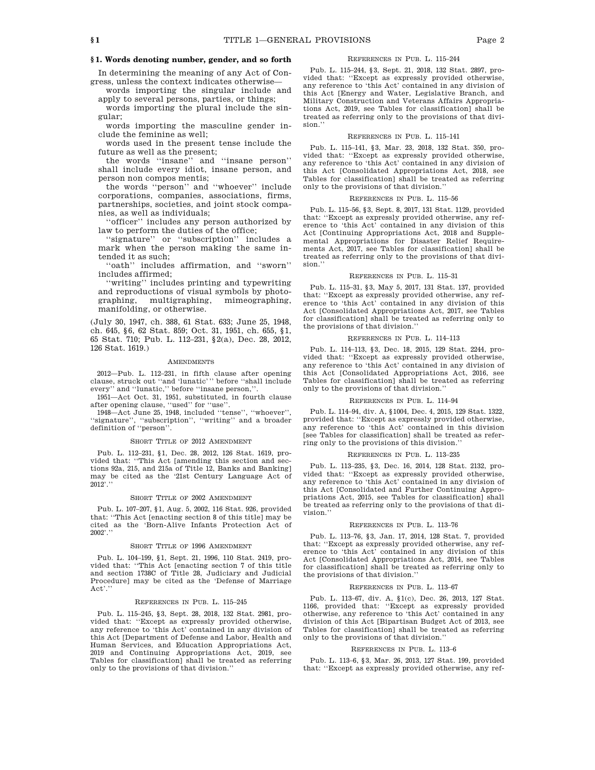### § 1. Words denoting number, gender, and so forth

In determining the meaning of any Act of Congress, unless the context indicates otherwise—

words importing the singular include and apply to several persons, parties, or things;

words importing the plural include the singular;

words importing the masculine gender include the feminine as well;

words used in the present tense include the future as well as the present;

the words ''insane'' and ''insane person'' shall include every idiot, insane person, and person non compos mentis;

the words ''person'' and ''whoever'' include corporations, companies, associations, firms, partnerships, societies, and joint stock companies, as well as individuals;

''officer'' includes any person authorized by law to perform the duties of the office;

''signature'' or ''subscription'' includes a mark when the person making the same intended it as such;

''oath'' includes affirmation, and ''sworn'' includes affirmed;

''writing'' includes printing and typewriting and reproductions of visual symbols by photographing, multigraphing, mimeographing, manifolding, or otherwise.

(July 30, 1947, ch. 388, 61 Stat. 633; June 25, 1948, ch. 645, § 6, 62 Stat. 859; Oct. 31, 1951, ch. 655, § 1, 65 Stat. 710; Pub. L. 112–231, § 2(a), Dec. 28, 2012, 126 Stat. 1619.)

#### Amendments

2012—Pub. L. 112–231, in fifth clause after opening clause, struck out ''and 'lunatic' '' before ''shall include every'' and ''lunatic,'' before ''insane person,''.

1951—Act Oct. 31, 1951, substituted, in fourth clause after opening clause, ''used'' for ''use''.

1948—Act June 25, 1948, included ''tense'', ''whoever'', ''signature'', ''subscription'', ''writing'' and a broader definition of ''person''.

#### Short Title of 2012 Amendment

Pub. L. 112–231, § 1, Dec. 28, 2012, 126 Stat. 1619, provided that: ''This Act [amending this section and sections 92a, 215, and 215a of Title 12, Banks and Banking] may be cited as the '21st Century Language Act of 2012'.''

#### Short Title of 2002 Amendment

Pub. L. 107–207, § 1, Aug. 5, 2002, 116 Stat. 926, provided that: ''This Act [enacting section 8 of this title] may be cited as the 'Born-Alive Infants Protection Act of 2002'.''

#### Short Title of 1996 Amendment

Pub. L. 104–199, § 1, Sept. 21, 1996, 110 Stat. 2419, provided that: ''This Act [enacting section 7 of this title and section 1738C of Title 28, Judiciary and Judicial Procedure] may be cited as the 'Defense of Marriage Act'.''

#### References in Pub. L. 115–245

Pub. L. 115–245, § 3, Sept. 28, 2018, 132 Stat. 2981, provided that: ''Except as expressly provided otherwise, any reference to 'this Act' contained in any division of this Act [Department of Defense and Labor, Health and Human Services, and Education Appropriations Act, 2019 and Continuing Appropriations Act, 2019, see Tables for classification] shall be treated as referring only to the provisions of that division.''

#### References in Pub. L. 115–244

Pub. L. 115–244, § 3, Sept. 21, 2018, 132 Stat. 2897, provided that: ''Except as expressly provided otherwise, any reference to 'this Act' contained in any division of this Act [Energy and Water, Legislative Branch, and Military Construction and Veterans Affairs Appropriations Act, 2019, see Tables for classification] shall be treated as referring only to the provisions of that division.''

#### References in Pub. L. 115–141

Pub. L. 115–141, § 3, Mar. 23, 2018, 132 Stat. 350, provided that: ''Except as expressly provided otherwise, any reference to 'this Act' contained in any division of this Act [Consolidated Appropriations Act, 2018, see Tables for classification] shall be treated as referring only to the provisions of that division.''

#### References in Pub. L. 115–56

Pub. L. 115–56, § 3, Sept. 8, 2017, 131 Stat. 1129, provided that: ''Except as expressly provided otherwise, any reference to 'this Act' contained in any division of this Act [Continuing Appropriations Act, 2018 and Supplemental Appropriations for Disaster Relief Requirements Act, 2017, see Tables for classification] shall be treated as referring only to the provisions of that division.''

#### References in Pub. L. 115–31

Pub. L. 115–31, § 3, May 5, 2017, 131 Stat. 137, provided that: ''Except as expressly provided otherwise, any reference to 'this Act' contained in any division of this Act [Consolidated Appropriations Act, 2017, see Tables for classification] shall be treated as referring only to the provisions of that division.''

#### References in Pub. L. 114–113

Pub. L. 114–113, § 3, Dec. 18, 2015, 129 Stat. 2244, provided that: ''Except as expressly provided otherwise, any reference to 'this Act' contained in any division of this Act [Consolidated Appropriations Act, 2016, see Tables for classification] shall be treated as referring only to the provisions of that division.''

#### References in Pub. L. 114–94

Pub. L. 114–94, div. A, § 1004, Dec. 4, 2015, 129 Stat. 1322, provided that: ''Except as expressly provided otherwise, any reference to 'this Act' contained in this division [see Tables for classification] shall be treated as referring only to the provisions of this division.''

#### References in Pub. L. 113–235

Pub. L. 113–235, § 3, Dec. 16, 2014, 128 Stat. 2132, provided that: ''Except as expressly provided otherwise, any reference to 'this Act' contained in any division of this Act [Consolidated and Further Continuing Appropriations Act, 2015, see Tables for classification] shall be treated as referring only to the provisions of that division.''

#### References in Pub. L. 113–76

Pub. L. 113–76, § 3, Jan. 17, 2014, 128 Stat. 7, provided that: ''Except as expressly provided otherwise, any reference to 'this Act' contained in any division of this Act [Consolidated Appropriations Act, 2014, see Tables for classification] shall be treated as referring only to the provisions of that division.''

#### References in Pub. L. 113–67

Pub. L. 113–67, div. A, § 1(c), Dec. 26, 2013, 127 Stat. 1166, provided that: ''Except as expressly provided otherwise, any reference to 'this Act' contained in any division of this Act [Bipartisan Budget Act of 2013, see Tables for classification] shall be treated as referring only to the provisions of that division.''

#### References in Pub. L. 113–6

Pub. L. 113–6, § 3, Mar. 26, 2013, 127 Stat. 199, provided that: ''Except as expressly provided otherwise, any ref-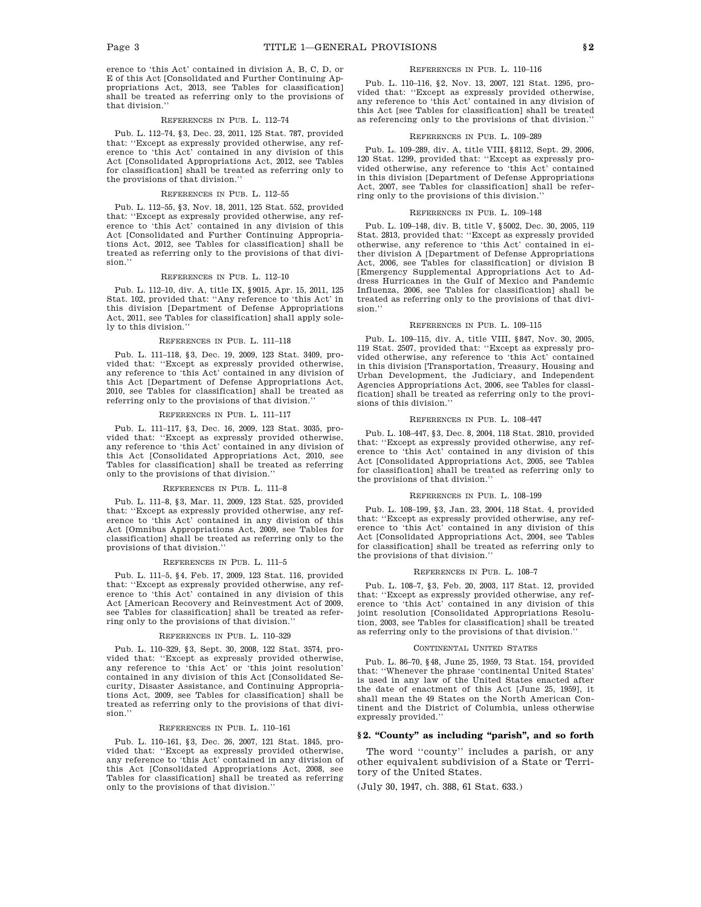erence to 'this Act' contained in division A, B, C, D, or E of this Act [Consolidated and Further Continuing Appropriations Act, 2013, see Tables for classification] shall be treated as referring only to the provisions of that division.''

REFERENCES IN PUB. L. 112–74

Pub. L. 112–74, §3, Dec. 23, 2011, 125 Stat. 787, provided that: ''Except as expressly provided otherwise, any reference to 'this Act' contained in any division of this Act [Consolidated Appropriations Act, 2012, see Tables for classification] shall be treated as referring only to the provisions of that division.''

REFERENCES IN PUB. L. 112–55

Pub. L. 112–55, §3, Nov. 18, 2011, 125 Stat. 552, provided that: ''Except as expressly provided otherwise, any reference to 'this Act' contained in any division of this Act [Consolidated and Further Continuing Appropriations Act, 2012, see Tables for classification] shall be treated as referring only to the provisions of that division.''

REFERENCES IN PUB. L. 112–10

Pub. L. 112–10, div. A, title IX, §9015, Apr. 15, 2011, 125 Stat. 102, provided that: ''Any reference to 'this Act' in this division [Department of Defense Appropriations Act, 2011, see Tables for classification] shall apply solely to this division.''

REFERENCES IN PUB. L. 111–118

Pub. L. 111–118, §3, Dec. 19, 2009, 123 Stat. 3409, provided that: ''Except as expressly provided otherwise, any reference to 'this Act' contained in any division of this Act [Department of Defense Appropriations Act, 2010, see Tables for classification] shall be treated as referring only to the provisions of that division.''

REFERENCES IN PUB. L. 111–117

Pub. L. 111–117, §3, Dec. 16, 2009, 123 Stat. 3035, provided that: ''Except as expressly provided otherwise, any reference to 'this Act' contained in any division of this Act [Consolidated Appropriations Act, 2010, see Tables for classification] shall be treated as referring only to the provisions of that division.''

REFERENCES IN PUB. L. 111–8

Pub. L. 111–8, §3, Mar. 11, 2009, 123 Stat. 525, provided that: ''Except as expressly provided otherwise, any reference to 'this Act' contained in any division of this Act [Omnibus Appropriations Act, 2009, see Tables for classification] shall be treated as referring only to the provisions of that division.''

REFERENCES IN PUB. L. 111–5

Pub. L. 111–5, §4, Feb. 17, 2009, 123 Stat. 116, provided that: ''Except as expressly provided otherwise, any reference to 'this Act' contained in any division of this Act [American Recovery and Reinvestment Act of 2009, see Tables for classification] shall be treated as referring only to the provisions of that division.''

REFERENCES IN PUB. L. 110–329

Pub. L. 110–329, §3, Sept. 30, 2008, 122 Stat. 3574, provided that: ''Except as expressly provided otherwise, any reference to 'this Act' or 'this joint resolution' contained in any division of this Act [Consolidated Security, Disaster Assistance, and Continuing Appropriations Act, 2009, see Tables for classification] shall be treated as referring only to the provisions of that division.''

REFERENCES IN PUB. L. 110–161

Pub. L. 110–161, §3, Dec. 26, 2007, 121 Stat. 1845, provided that: ''Except as expressly provided otherwise, any reference to 'this Act' contained in any division of this Act [Consolidated Appropriations Act, 2008, see Tables for classification] shall be treated as referring only to the provisions of that division.''

REFERENCES IN PUB. L. 110–116

Pub. L. 110–116, §2, Nov. 13, 2007, 121 Stat. 1295, provided that: ''Except as expressly provided otherwise, any reference to 'this Act' contained in any division of this Act [see Tables for classification] shall be treated as referencing only to the provisions of that division.''

REFERENCES IN PUB. L. 109–289

Pub. L. 109–289, div. A, title VIII, §8112, Sept. 29, 2006, 120 Stat. 1299, provided that: ''Except as expressly provided otherwise, any reference to 'this Act' contained in this division [Department of Defense Appropriations Act, 2007, see Tables for classification] shall be referring only to the provisions of this division.''

REFERENCES IN PUB. L. 109–148

Pub. L. 109–148, div. B, title V, §5002, Dec. 30, 2005, 119 Stat. 2813, provided that: ''Except as expressly provided otherwise, any reference to 'this Act' contained in either division A [Department of Defense Appropriations Act, 2006, see Tables for classification] or division B [Emergency Supplemental Appropriations Act to Address Hurricanes in the Gulf of Mexico and Pandemic Influenza, 2006, see Tables for classification] shall be treated as referring only to the provisions of that division.''

REFERENCES IN PUB. L. 109–115

Pub. L. 109–115, div. A, title VIII, §847, Nov. 30, 2005, 119 Stat. 2507, provided that: ''Except as expressly provided otherwise, any reference to 'this Act' contained in this division [Transportation, Treasury, Housing and Urban Development, the Judiciary, and Independent Agencies Appropriations Act, 2006, see Tables for classification] shall be treated as referring only to the provisions of this division.''

REFERENCES IN PUB. L. 108–447

Pub. L. 108–447, §3, Dec. 8, 2004, 118 Stat. 2810, provided that: ''Except as expressly provided otherwise, any reference to 'this Act' contained in any division of this Act [Consolidated Appropriations Act, 2005, see Tables for classification] shall be treated as referring only to the provisions of that division.''

REFERENCES IN PUB. L. 108–199

Pub. L. 108–199, §3, Jan. 23, 2004, 118 Stat. 4, provided that: ''Except as expressly provided otherwise, any reference to 'this Act' contained in any division of this Act [Consolidated Appropriations Act, 2004, see Tables for classification] shall be treated as referring only to the provisions of that division.''

REFERENCES IN PUB. L. 108–7

Pub. L. 108–7, §3, Feb. 20, 2003, 117 Stat. 12, provided that: ''Except as expressly provided otherwise, any reference to 'this Act' contained in any division of this joint resolution [Consolidated Appropriations Resolution, 2003, see Tables for classification] shall be treated as referring only to the provisions of that division.''

CONTINENTAL UNITED STATES

Pub. L. 86–70, §48, June 25, 1959, 73 Stat. 154, provided that: ''Whenever the phrase 'continental United States' is used in any law of the United States enacted after the date of enactment of this Act [June 25, 1959], it shall mean the 49 States on the North American Continent and the District of Columbia, unless otherwise expressly provided.''

## §2. "County" as including "parish", and so forth

The word ''county'' includes a parish, or any other equivalent subdivision of a State or Territory of the United States.

(July 30, 1947, ch. 388, 61 Stat. 633.)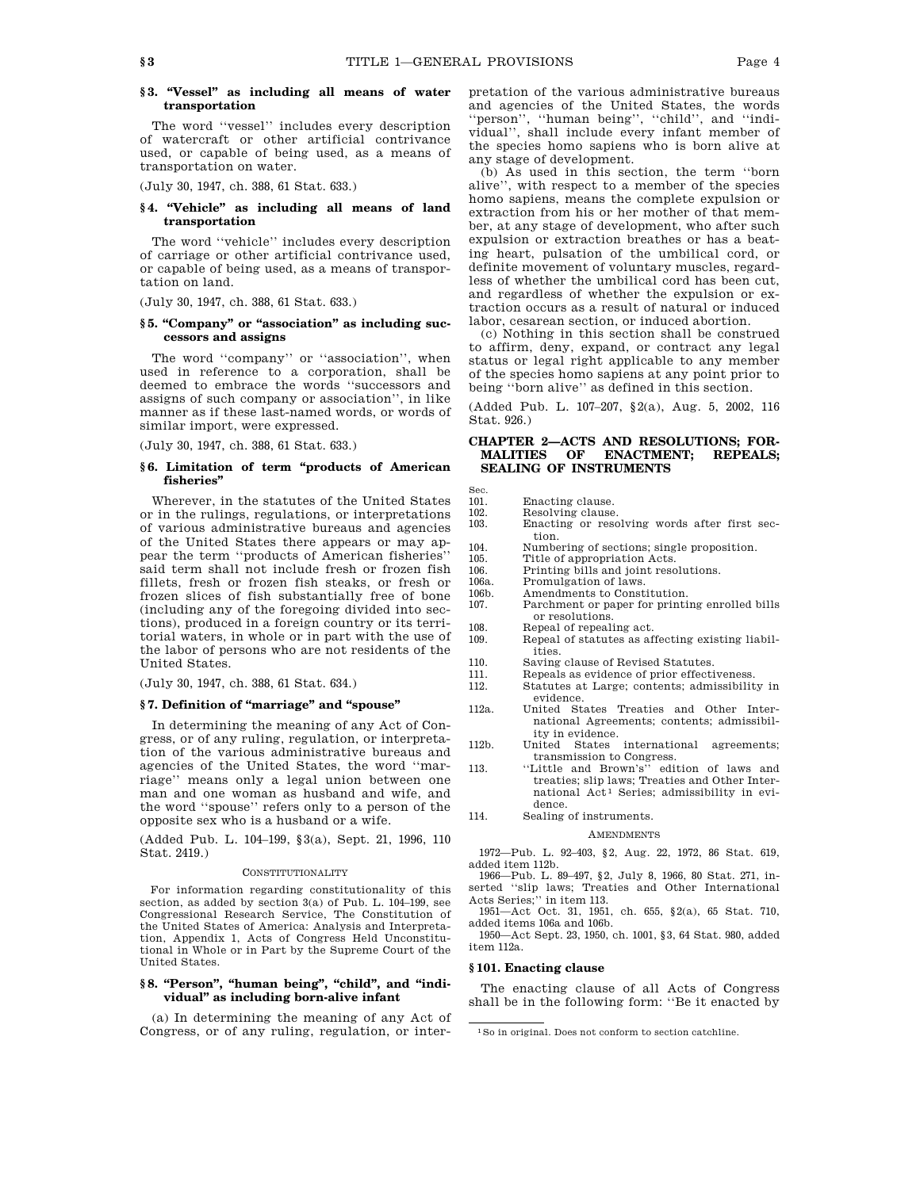### § 3. "Vessel" as including all means of water transportation

The word ''vessel'' includes every description of watercraft or other artificial contrivance used, or capable of being used, as a means of transportation on water.

(July 30, 1947, ch. 388, 61 Stat. 633.)

### § 4. "Vehicle" as including all means of land transportation

The word ''vehicle'' includes every description of carriage or other artificial contrivance used, or capable of being used, as a means of transportation on land.

(July 30, 1947, ch. 388, 61 Stat. 633.)

### § 5. "Company" or "association" as including successors and assigns

The word ''company'' or ''association'', when used in reference to a corporation, shall be deemed to embrace the words ''successors and assigns of such company or association'', in like manner as if these last-named words, or words of similar import, were expressed.

(July 30, 1947, ch. 388, 61 Stat. 633.)

### § 6. Limitation of term "products of American fisheries"

Wherever, in the statutes of the United States or in the rulings, regulations, or interpretations of various administrative bureaus and agencies of the United States there appears or may appear the term ''products of American fisheries'' said term shall not include fresh or frozen fish fillets, fresh or frozen fish steaks, or fresh or frozen slices of fish substantially free of bone (including any of the foregoing divided into sections), produced in a foreign country or its territorial waters, in whole or in part with the use of the labor of persons who are not residents of the United States.

(July 30, 1947, ch. 388, 61 Stat. 634.)

### § 7. Definition of "marriage" and "spouse"

In determining the meaning of any Act of Congress, or of any ruling, regulation, or interpretation of the various administrative bureaus and agencies of the United States, the word ''marriage'' means only a legal union between one man and one woman as husband and wife, and the word ''spouse'' refers only to a person of the opposite sex who is a husband or a wife.

(Added Pub. L. 104–199, § 3(a), Sept. 21, 1996, 110 Stat. 2419.)

CONSTITUTIONALITY

For information regarding constitutionality of this section, as added by section 3(a) of Pub. L. 104–199, see Congressional Research Service, The Constitution of the United States of America: Analysis and Interpretation, Appendix 1, Acts of Congress Held Unconstitutional in Whole or in Part by the Supreme Court of the United States.

### § 8. "Person", "human being", "child", and "individual" as including born-alive infant

(a) In determining the meaning of any Act of Congress, or of any ruling, regulation, or interpretation of the various administrative bureaus and agencies of the United States, the words ''person'', ''human being'', ''child'', and ''individual'', shall include every infant member of the species homo sapiens who is born alive at any stage of development.

(b) As used in this section, the term ''born alive'', with respect to a member of the species homo sapiens, means the complete expulsion or extraction from his or her mother of that member, at any stage of development, who after such expulsion or extraction breathes or has a beating heart, pulsation of the umbilical cord, or definite movement of voluntary muscles, regardless of whether the umbilical cord has been cut, and regardless of whether the expulsion or extraction occurs as a result of natural or induced labor, cesarean section, or induced abortion.

(c) Nothing in this section shall be construed to affirm, deny, expand, or contract any legal status or legal right applicable to any member of the species homo sapiens at any point prior to being ''born alive'' as defined in this section.

(Added Pub. L. 107–207, § 2(a), Aug. 5, 2002, 116 Stat. 926.)

## CHAPTER 2—ACTS AND RESOLUTIONS; FORMALITIES OF ENACTMENT; REPEALS; SEALING OF INSTRUMENTS

| Sec. | |
|---|---|
| 101. | Enacting clause. |
| 102. | Resolving clause. |
| 103. | Enacting or resolving words after first section. |
| 104. | Numbering of sections; single proposition. |
| 105. | Title of appropriation Acts. |
| 106. | Printing bills and joint resolutions. |
| 106a. | Promulgation of laws. |
| 106b. | Amendments to Constitution. |
| 107. | Parchment or paper for printing enrolled bills or resolutions. |
| 108. | Repeal of repealing act. |
| 109. | Repeal of statutes as affecting existing liabilities. |
| 110. | Saving clause of Revised Statutes. |
| 111. | Repeals as evidence of prior effectiveness. |
| 112. | Statutes at Large; contents; admissibility in evidence. |
| 112a. | United States Treaties and Other International Agreements; contents; admissibility in evidence. |
| 112b. | United States international agreements; transmission to Congress. |
| 113. | ''Little and Brown's'' edition of laws and treaties; slip laws; Treaties and Other International Act[1] Series; admissibility in evidence. |
| 114. | Sealing of instruments. |

AMENDMENTS

1972—Pub. L. 92–403, § 2, Aug. 22, 1972, 86 Stat. 619, added item 112b.

1966—Pub. L. 89–497, § 2, July 8, 1966, 80 Stat. 271, inserted ''slip laws; Treaties and Other International Acts Series;'' in item 113.

1951—Act Oct. 31, 1951, ch. 655, § 2(a), 65 Stat. 710, added items 106a and 106b.

1950—Act Sept. 23, 1950, ch. 1001, § 3, 64 Stat. 980, added item 112a.

### § 101. Enacting clause

The enacting clause of all Acts of Congress shall be in the following form: ''Be it enacted by

[1] So in original. Does not conform to section catchline.